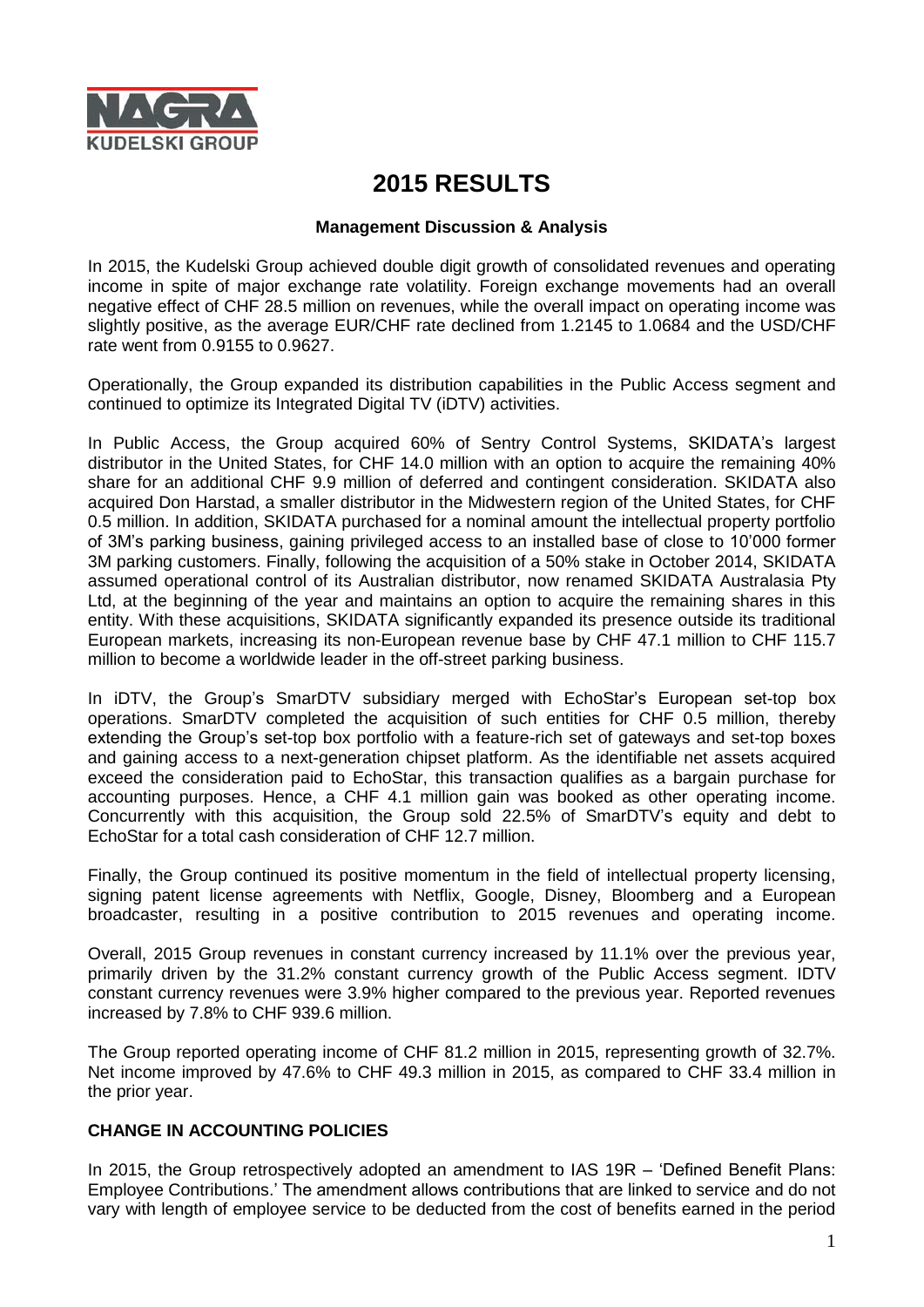# 2015 RESULTS

**Management Discussion & Analysis**

In 2015, the Kudelski Group achieved double digit growth of consolidated revenues and operating income in spite of major exchange rate volatility. Foreign exchange movements had an overall negative effect of CHF 28.5 million on revenues, while the overall impact on operating income was slightly positive, as the average EUR/CHF rate declined from 1.2145 to 1.0684 and the USD/CHF rate went from 0.9155 to 0.9627.

Operationally, the Group expanded its distribution capabilities in the Public Access segment and continued to optimize its Integrated Digital TV (iDTV) activities.

In Public Access, the Group acquired 60% of Sentry Control Systems, SKIDATA's largest distributor in the United States, for CHF 14.0 million with an option to acquire the remaining 40% share for an additional CHF 9.9 million of deferred and contingent consideration. SKIDATA also acquired Don Harstad, a smaller distributor in the Midwestern region of the United States, for CHF 0.5 million. In addition, SKIDATA purchased for a nominal amount the intellectual property portfolio of 3M's parking business, gaining privileged access to an installed base of close to 10'000 former 3M parking customers. Finally, following the acquisition of a 50% stake in October 2014, SKIDATA assumed operational control of its Australian distributor, now renamed SKIDATA Australasia Pty Ltd, at the beginning of the year and maintains an option to acquire the remaining shares in this entity. With these acquisitions, SKIDATA significantly expanded its presence outside its traditional European markets, increasing its non-European revenue base by CHF 47.1 million to CHF 115.7 million to become a worldwide leader in the off-street parking business.

In iDTV, the Group's SmarDTV subsidiary merged with EchoStar's European set-top box operations. SmarDTV completed the acquisition of such entities for CHF 0.5 million, thereby extending the Group's set-top box portfolio with a feature-rich set of gateways and set-top boxes and gaining access to a next-generation chipset platform. As the identifiable net assets acquired exceed the consideration paid to EchoStar, this transaction qualifies as a bargain purchase for accounting purposes. Hence, a CHF 4.1 million gain was booked as other operating income. Concurrently with this acquisition, the Group sold 22.5% of SmarDTV's equity and debt to EchoStar for a total cash consideration of CHF 12.7 million.

Finally, the Group continued its positive momentum in the field of intellectual property licensing, signing patent license agreements with Netflix, Google, Disney, Bloomberg and a European broadcaster, resulting in a positive contribution to 2015 revenues and operating income.

Overall, 2015 Group revenues in constant currency increased by 11.1% over the previous year, primarily driven by the 31.2% constant currency growth of the Public Access segment. IDTV constant currency revenues were 3.9% higher compared to the previous year. Reported revenues increased by 7.8% to CHF 939.6 million.

The Group reported operating income of CHF 81.2 million in 2015, representing growth of 32.7%. Net income improved by 47.6% to CHF 49.3 million in 2015, as compared to CHF 33.4 million in the prior year.

## CHANGE IN ACCOUNTING POLICIES

In 2015, the Group retrospectively adopted an amendment to IAS 19R – 'Defined Benefit Plans: Employee Contributions.' The amendment allows contributions that are linked to service and do not vary with length of employee service to be deducted from the cost of benefits earned in the period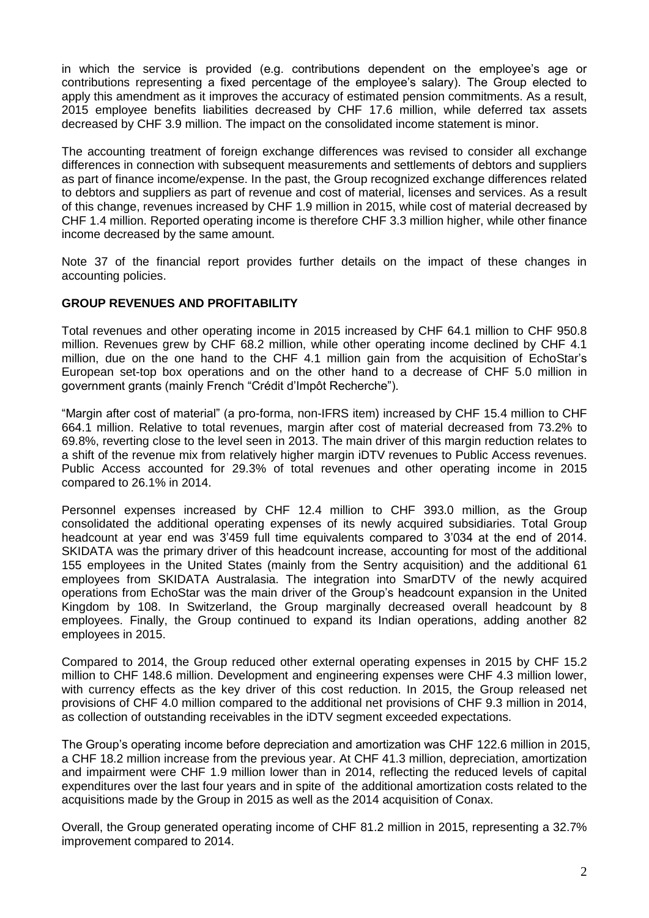in which the service is provided (e.g. contributions dependent on the employee's age or contributions representing a fixed percentage of the employee's salary). The Group elected to apply this amendment as it improves the accuracy of estimated pension commitments. As a result, 2015 employee benefits liabilities decreased by CHF 17.6 million, while deferred tax assets decreased by CHF 3.9 million. The impact on the consolidated income statement is minor.

The accounting treatment of foreign exchange differences was revised to consider all exchange differences in connection with subsequent measurements and settlements of debtors and suppliers as part of finance income/expense. In the past, the Group recognized exchange differences related to debtors and suppliers as part of revenue and cost of material, licenses and services. As a result of this change, revenues increased by CHF 1.9 million in 2015, while cost of material decreased by CHF 1.4 million. Reported operating income is therefore CHF 3.3 million higher, while other finance income decreased by the same amount.

Note 37 of the financial report provides further details on the impact of these changes in accounting policies.

**GROUP REVENUES AND PROFITABILITY**

Total revenues and other operating income in 2015 increased by CHF 64.1 million to CHF 950.8 million. Revenues grew by CHF 68.2 million, while other operating income declined by CHF 4.1 million, due on the one hand to the CHF 4.1 million gain from the acquisition of EchoStar's European set-top box operations and on the other hand to a decrease of CHF 5.0 million in government grants (mainly French "Crédit d'Impôt Recherche").

"Margin after cost of material" (a pro-forma, non-IFRS item) increased by CHF 15.4 million to CHF 664.1 million. Relative to total revenues, margin after cost of material decreased from 73.2% to 69.8%, reverting close to the level seen in 2013. The main driver of this margin reduction relates to a shift of the revenue mix from relatively higher margin iDTV revenues to Public Access revenues. Public Access accounted for 29.3% of total revenues and other operating income in 2015 compared to 26.1% in 2014.

Personnel expenses increased by CHF 12.4 million to CHF 393.0 million, as the Group consolidated the additional operating expenses of its newly acquired subsidiaries. Total Group headcount at year end was 3'459 full time equivalents compared to 3'034 at the end of 2014. SKIDATA was the primary driver of this headcount increase, accounting for most of the additional 155 employees in the United States (mainly from the Sentry acquisition) and the additional 61 employees from SKIDATA Australasia. The integration into SmarDTV of the newly acquired operations from EchoStar was the main driver of the Group's headcount expansion in the United Kingdom by 108. In Switzerland, the Group marginally decreased overall headcount by 8 employees. Finally, the Group continued to expand its Indian operations, adding another 82 employees in 2015.

Compared to 2014, the Group reduced other external operating expenses in 2015 by CHF 15.2 million to CHF 148.6 million. Development and engineering expenses were CHF 4.3 million lower, with currency effects as the key driver of this cost reduction. In 2015, the Group released net provisions of CHF 4.0 million compared to the additional net provisions of CHF 9.3 million in 2014, as collection of outstanding receivables in the iDTV segment exceeded expectations.

The Group's operating income before depreciation and amortization was CHF 122.6 million in 2015, a CHF 18.2 million increase from the previous year. At CHF 41.3 million, depreciation, amortization and impairment were CHF 1.9 million lower than in 2014, reflecting the reduced levels of capital expenditures over the last four years and in spite of the additional amortization costs related to the acquisitions made by the Group in 2015 as well as the 2014 acquisition of Conax.

Overall, the Group generated operating income of CHF 81.2 million in 2015, representing a 32.7% improvement compared to 2014.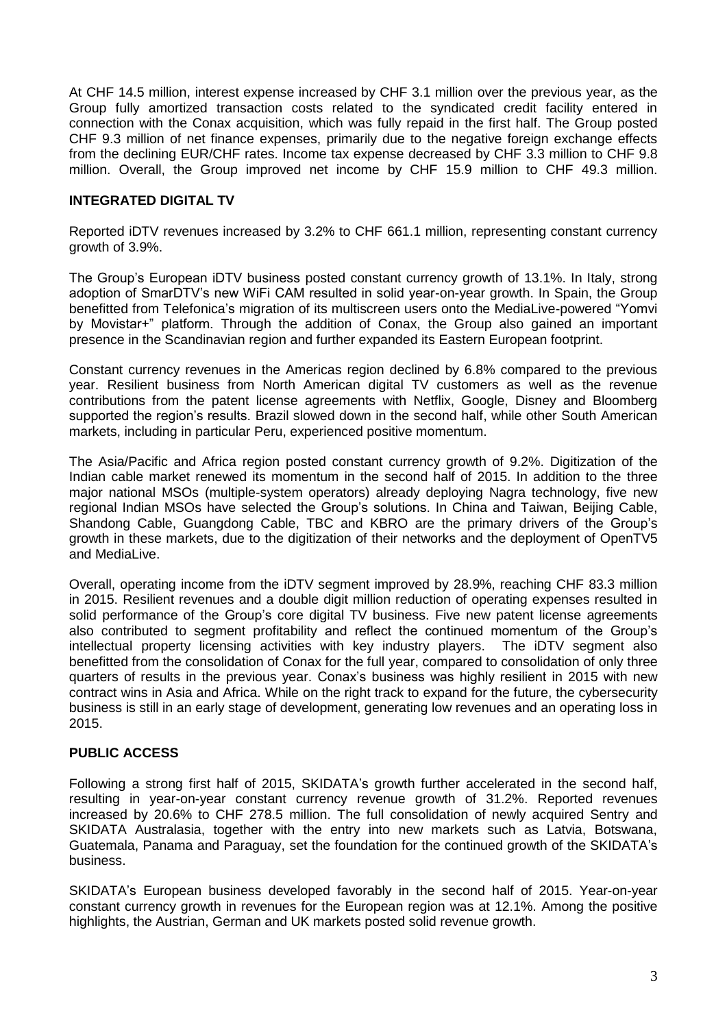At CHF 14.5 million, interest expense increased by CHF 3.1 million over the previous year, as the Group fully amortized transaction costs related to the syndicated credit facility entered in connection with the Conax acquisition, which was fully repaid in the first half. The Group posted CHF 9.3 million of net finance expenses, primarily due to the negative foreign exchange effects from the declining EUR/CHF rates. Income tax expense decreased by CHF 3.3 million to CHF 9.8 million. Overall, the Group improved net income by CHF 15.9 million to CHF 49.3 million.

## INTEGRATED DIGITAL TV

Reported iDTV revenues increased by 3.2% to CHF 661.1 million, representing constant currency growth of 3.9%.

The Group's European iDTV business posted constant currency growth of 13.1%. In Italy, strong adoption of SmarDTV's new WiFi CAM resulted in solid year-on-year growth. In Spain, the Group benefitted from Telefonica's migration of its multiscreen users onto the MediaLive-powered "Yomvi by Movistar+" platform. Through the addition of Conax, the Group also gained an important presence in the Scandinavian region and further expanded its Eastern European footprint.

Constant currency revenues in the Americas region declined by 6.8% compared to the previous year. Resilient business from North American digital TV customers as well as the revenue contributions from the patent license agreements with Netflix, Google, Disney and Bloomberg supported the region's results. Brazil slowed down in the second half, while other South American markets, including in particular Peru, experienced positive momentum.

The Asia/Pacific and Africa region posted constant currency growth of 9.2%. Digitization of the Indian cable market renewed its momentum in the second half of 2015. In addition to the three major national MSOs (multiple-system operators) already deploying Nagra technology, five new regional Indian MSOs have selected the Group's solutions. In China and Taiwan, Beijing Cable, Shandong Cable, Guangdong Cable, TBC and KBRO are the primary drivers of the Group's growth in these markets, due to the digitization of their networks and the deployment of OpenTV5 and MediaLive.

Overall, operating income from the iDTV segment improved by 28.9%, reaching CHF 83.3 million in 2015. Resilient revenues and a double digit million reduction of operating expenses resulted in solid performance of the Group's core digital TV business. Five new patent license agreements also contributed to segment profitability and reflect the continued momentum of the Group's intellectual property licensing activities with key industry players. The iDTV segment also benefitted from the consolidation of Conax for the full year, compared to consolidation of only three quarters of results in the previous year. Conax's business was highly resilient in 2015 with new contract wins in Asia and Africa. While on the right track to expand for the future, the cybersecurity business is still in an early stage of development, generating low revenues and an operating loss in 2015.

## PUBLIC ACCESS

Following a strong first half of 2015, SKIDATA's growth further accelerated in the second half, resulting in year-on-year constant currency revenue growth of 31.2%. Reported revenues increased by 20.6% to CHF 278.5 million. The full consolidation of newly acquired Sentry and SKIDATA Australasia, together with the entry into new markets such as Latvia, Botswana, Guatemala, Panama and Paraguay, set the foundation for the continued growth of the SKIDATA's business.

SKIDATA's European business developed favorably in the second half of 2015. Year-on-year constant currency growth in revenues for the European region was at 12.1%. Among the positive highlights, the Austrian, German and UK markets posted solid revenue growth.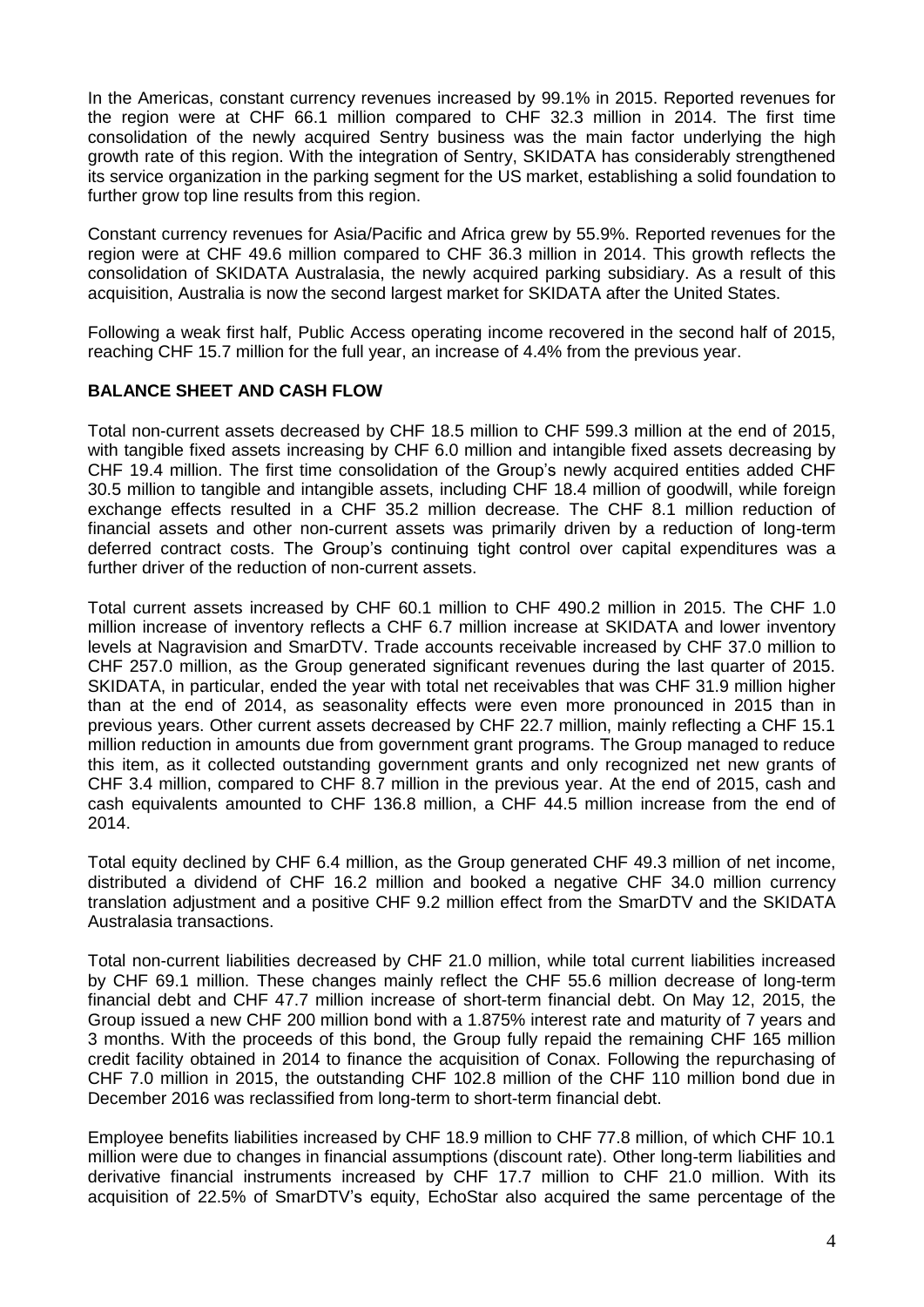In the Americas, constant currency revenues increased by 99.1% in 2015. Reported revenues for the region were at CHF 66.1 million compared to CHF 32.3 million in 2014. The first time consolidation of the newly acquired Sentry business was the main factor underlying the high growth rate of this region. With the integration of Sentry, SKIDATA has considerably strengthened its service organization in the parking segment for the US market, establishing a solid foundation to further grow top line results from this region.

Constant currency revenues for Asia/Pacific and Africa grew by 55.9%. Reported revenues for the region were at CHF 49.6 million compared to CHF 36.3 million in 2014. This growth reflects the consolidation of SKIDATA Australasia, the newly acquired parking subsidiary. As a result of this acquisition, Australia is now the second largest market for SKIDATA after the United States.

Following a weak first half, Public Access operating income recovered in the second half of 2015, reaching CHF 15.7 million for the full year, an increase of 4.4% from the previous year.

**BALANCE SHEET AND CASH FLOW**

Total non-current assets decreased by CHF 18.5 million to CHF 599.3 million at the end of 2015, with tangible fixed assets increasing by CHF 6.0 million and intangible fixed assets decreasing by CHF 19.4 million. The first time consolidation of the Group's newly acquired entities added CHF 30.5 million to tangible and intangible assets, including CHF 18.4 million of goodwill, while foreign exchange effects resulted in a CHF 35.2 million decrease. The CHF 8.1 million reduction of financial assets and other non-current assets was primarily driven by a reduction of long-term deferred contract costs. The Group's continuing tight control over capital expenditures was a further driver of the reduction of non-current assets.

Total current assets increased by CHF 60.1 million to CHF 490.2 million in 2015. The CHF 1.0 million increase of inventory reflects a CHF 6.7 million increase at SKIDATA and lower inventory levels at Nagravision and SmarDTV. Trade accounts receivable increased by CHF 37.0 million to CHF 257.0 million, as the Group generated significant revenues during the last quarter of 2015. SKIDATA, in particular, ended the year with total net receivables that was CHF 31.9 million higher than at the end of 2014, as seasonality effects were even more pronounced in 2015 than in previous years. Other current assets decreased by CHF 22.7 million, mainly reflecting a CHF 15.1 million reduction in amounts due from government grant programs. The Group managed to reduce this item, as it collected outstanding government grants and only recognized net new grants of CHF 3.4 million, compared to CHF 8.7 million in the previous year. At the end of 2015, cash and cash equivalents amounted to CHF 136.8 million, a CHF 44.5 million increase from the end of 2014.

Total equity declined by CHF 6.4 million, as the Group generated CHF 49.3 million of net income, distributed a dividend of CHF 16.2 million and booked a negative CHF 34.0 million currency translation adjustment and a positive CHF 9.2 million effect from the SmarDTV and the SKIDATA Australasia transactions.

Total non-current liabilities decreased by CHF 21.0 million, while total current liabilities increased by CHF 69.1 million. These changes mainly reflect the CHF 55.6 million decrease of long-term financial debt and CHF 47.7 million increase of short-term financial debt. On May 12, 2015, the Group issued a new CHF 200 million bond with a 1.875% interest rate and maturity of 7 years and 3 months. With the proceeds of this bond, the Group fully repaid the remaining CHF 165 million credit facility obtained in 2014 to finance the acquisition of Conax. Following the repurchasing of CHF 7.0 million in 2015, the outstanding CHF 102.8 million of the CHF 110 million bond due in December 2016 was reclassified from long-term to short-term financial debt.

Employee benefits liabilities increased by CHF 18.9 million to CHF 77.8 million, of which CHF 10.1 million were due to changes in financial assumptions (discount rate). Other long-term liabilities and derivative financial instruments increased by CHF 17.7 million to CHF 21.0 million. With its acquisition of 22.5% of SmarDTV's equity, EchoStar also acquired the same percentage of the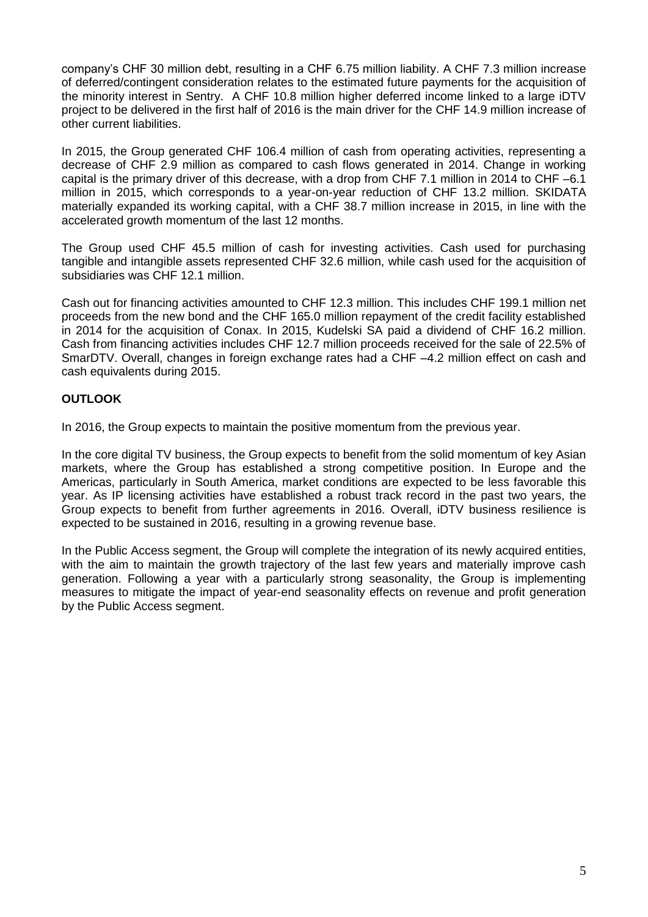company's CHF 30 million debt, resulting in a CHF 6.75 million liability. A CHF 7.3 million increase of deferred/contingent consideration relates to the estimated future payments for the acquisition of the minority interest in Sentry. A CHF 10.8 million higher deferred income linked to a large iDTV project to be delivered in the first half of 2016 is the main driver for the CHF 14.9 million increase of other current liabilities.

In 2015, the Group generated CHF 106.4 million of cash from operating activities, representing a decrease of CHF 2.9 million as compared to cash flows generated in 2014. Change in working capital is the primary driver of this decrease, with a drop from CHF 7.1 million in 2014 to CHF –6.1 million in 2015, which corresponds to a year-on-year reduction of CHF 13.2 million. SKIDATA materially expanded its working capital, with a CHF 38.7 million increase in 2015, in line with the accelerated growth momentum of the last 12 months.

The Group used CHF 45.5 million of cash for investing activities. Cash used for purchasing tangible and intangible assets represented CHF 32.6 million, while cash used for the acquisition of subsidiaries was CHF 12.1 million.

Cash out for financing activities amounted to CHF 12.3 million. This includes CHF 199.1 million net proceeds from the new bond and the CHF 165.0 million repayment of the credit facility established in 2014 for the acquisition of Conax. In 2015, Kudelski SA paid a dividend of CHF 16.2 million. Cash from financing activities includes CHF 12.7 million proceeds received for the sale of 22.5% of SmarDTV. Overall, changes in foreign exchange rates had a CHF –4.2 million effect on cash and cash equivalents during 2015.

## OUTLOOK

In 2016, the Group expects to maintain the positive momentum from the previous year.

In the core digital TV business, the Group expects to benefit from the solid momentum of key Asian markets, where the Group has established a strong competitive position. In Europe and the Americas, particularly in South America, market conditions are expected to be less favorable this year. As IP licensing activities have established a robust track record in the past two years, the Group expects to benefit from further agreements in 2016. Overall, iDTV business resilience is expected to be sustained in 2016, resulting in a growing revenue base.

In the Public Access segment, the Group will complete the integration of its newly acquired entities, with the aim to maintain the growth trajectory of the last few years and materially improve cash generation. Following a year with a particularly strong seasonality, the Group is implementing measures to mitigate the impact of year-end seasonality effects on revenue and profit generation by the Public Access segment.